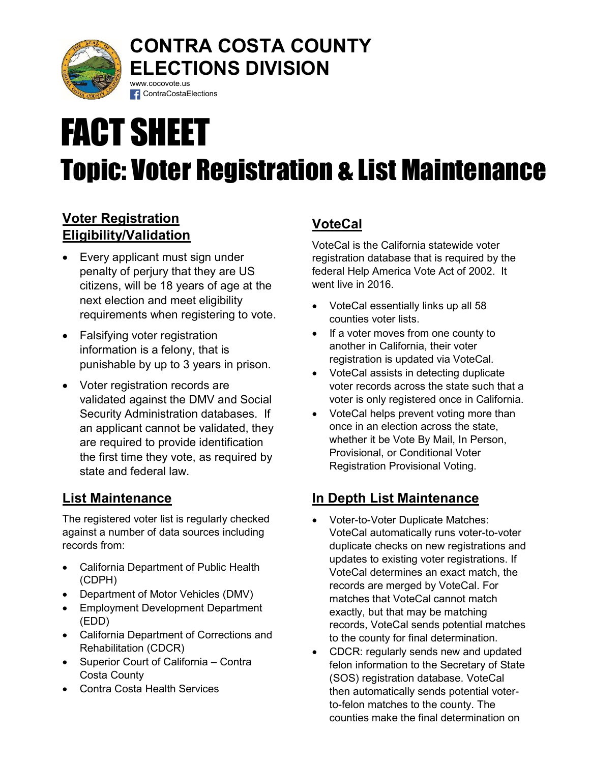# CONTRA COSTA COUNTY ELECTIONS DIVISION

www.cocovote.us
ContraCostaElections

# FACT SHEET

# Topic: Voter Registration & List Maintenance

## Voter Registration Eligibility/Validation

- Every applicant must sign under penalty of perjury that they are US citizens, will be 18 years of age at the next election and meet eligibility requirements when registering to vote.
- Falsifying voter registration information is a felony, that is punishable by up to 3 years in prison.
- Voter registration records are validated against the DMV and Social Security Administration databases. If an applicant cannot be validated, they are required to provide identification the first time they vote, as required by state and federal law.

## List Maintenance

The registered voter list is regularly checked against a number of data sources including records from:

- California Department of Public Health (CDPH)
- Department of Motor Vehicles (DMV)
- Employment Development Department (EDD)
- California Department of Corrections and Rehabilitation (CDCR)
- Superior Court of California – Contra Costa County
- Contra Costa Health Services

## VoteCal

VoteCal is the California statewide voter registration database that is required by the federal Help America Vote Act of 2002. It went live in 2016.

- VoteCal essentially links up all 58 counties voter lists.
- If a voter moves from one county to another in California, their voter registration is updated via VoteCal.
- VoteCal assists in detecting duplicate voter records across the state such that a voter is only registered once in California.
- VoteCal helps prevent voting more than once in an election across the state, whether it be Vote By Mail, In Person, Provisional, or Conditional Voter Registration Provisional Voting.

## In Depth List Maintenance

- Voter-to-Voter Duplicate Matches: VoteCal automatically runs voter-to-voter duplicate checks on new registrations and updates to existing voter registrations. If VoteCal determines an exact match, the records are merged by VoteCal. For matches that VoteCal cannot match exactly, but that may be matching records, VoteCal sends potential matches to the county for final determination.
- CDCR: regularly sends new and updated felon information to the Secretary of State (SOS) registration database. VoteCal then automatically sends potential voter-to-felon matches to the county. The counties make the final determination on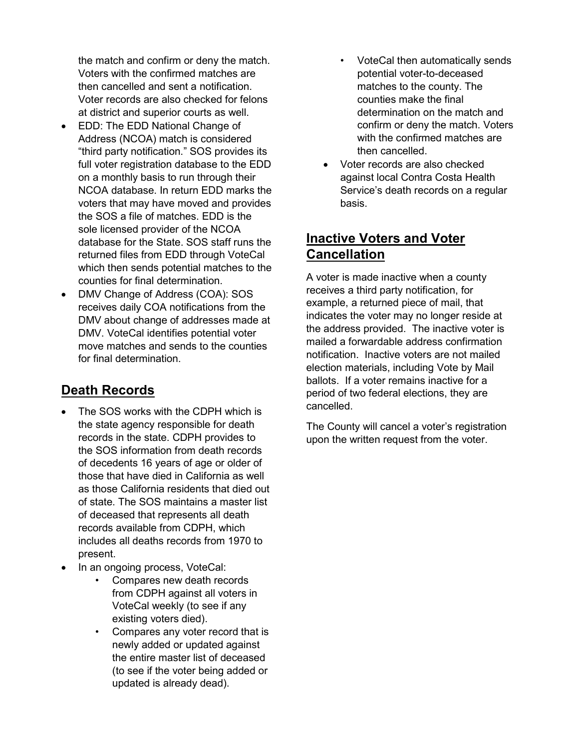the match and confirm or deny the match. Voters with the confirmed matches are then cancelled and sent a notification. Voter records are also checked for felons at district and superior courts as well.

- EDD: The EDD National Change of Address (NCOA) match is considered "third party notification." SOS provides its full voter registration database to the EDD on a monthly basis to run through their NCOA database. In return EDD marks the voters that may have moved and provides the SOS a file of matches. EDD is the sole licensed provider of the NCOA database for the State. SOS staff runs the returned files from EDD through VoteCal which then sends potential matches to the counties for final determination.
- DMV Change of Address (COA): SOS receives daily COA notifications from the DMV about change of addresses made at DMV. VoteCal identifies potential voter move matches and sends to the counties for final determination.

## Death Records

- The SOS works with the CDPH which is the state agency responsible for death records in the state. CDPH provides to the SOS information from death records of decedents 16 years of age or older of those that have died in California as well as those California residents that died out of state. The SOS maintains a master list of deceased that represents all death records available from CDPH, which includes all deaths records from 1970 to present.
- In an ongoing process, VoteCal:
    - Compares new death records from CDPH against all voters in VoteCal weekly (to see if any existing voters died).
    - Compares any voter record that is newly added or updated against the entire master list of deceased (to see if the voter being added or updated is already dead).
    - VoteCal then automatically sends potential voter-to-deceased matches to the county. The counties make the final determination on the match and confirm or deny the match. Voters with the confirmed matches are then cancelled.
- Voter records are also checked against local Contra Costa Health Service's death records on a regular basis.

## Inactive Voters and Voter Cancellation

A voter is made inactive when a county receives a third party notification, for example, a returned piece of mail, that indicates the voter may no longer reside at the address provided. The inactive voter is mailed a forwardable address confirmation notification. Inactive voters are not mailed election materials, including Vote by Mail ballots. If a voter remains inactive for a period of two federal elections, they are cancelled.

The County will cancel a voter's registration upon the written request from the voter.